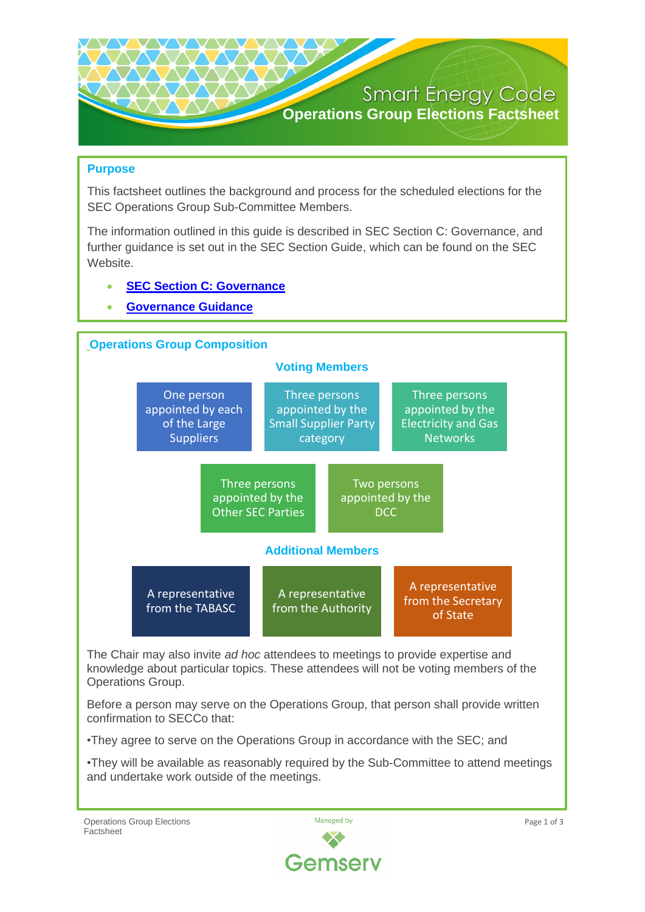# Smart Energy Code

## Operations Group Elections Factsheet

### Purpose

This factsheet outlines the background and process for the scheduled elections for the SEC Operations Group Sub-Committee Members.

The information outlined in this guide is described in SEC Section C: Governance, and further guidance is set out in the SEC Section Guide, which can be found on the SEC Website.

- SEC Section C: Governance
- Governance Guidance

### Operations Group Composition

**Voting Members**

- One person appointed by each of the Large Suppliers
- Three persons appointed by the Small Supplier Party category
- Three persons appointed by the Electricity and Gas Networks
- Three persons appointed by the Other SEC Parties
- Two persons appointed by the DCC

**Additional Members**

- A representative from the TABASC
- A representative from the Authority
- A representative from the Secretary of State

The Chair may also invite *ad hoc* attendees to meetings to provide expertise and knowledge about particular topics. These attendees will not be voting members of the Operations Group.

Before a person may serve on the Operations Group, that person shall provide written confirmation to SECCo that:

- They agree to serve on the Operations Group in accordance with the SEC; and
- They will be available as reasonably required by the Sub-Committee to attend meetings and undertake work outside of the meetings.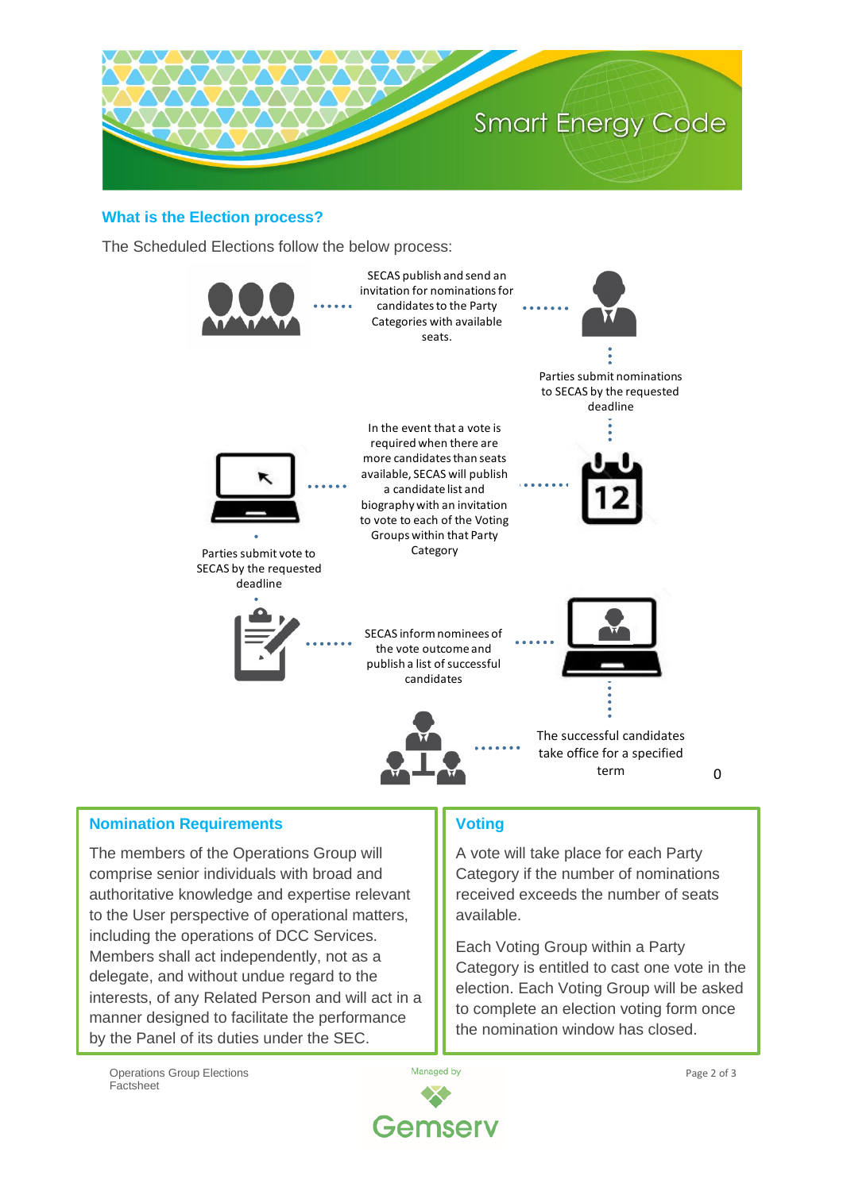## What is the Election process?

The Scheduled Elections follow the below process:

1. SECAS publish and send an invitation for nominations for candidates to the Party Categories with available seats.
2. Parties submit nominations to SECAS by the requested deadline
3. In the event that a vote is required when there are more candidates than seats available, SECAS will publish a candidate list and biography with an invitation to vote to each of the Voting Groups within that Party Category
4. Parties submit vote to SECAS by the requested deadline
5. SECAS inform nominees of the vote outcome and publish a list of successful candidates
6. The successful candidates take office for a specified term

0

### Nomination Requirements

The members of the Operations Group will comprise senior individuals with broad and authoritative knowledge and expertise relevant to the User perspective of operational matters, including the operations of DCC Services. Members shall act independently, not as a delegate, and without undue regard to the interests, of any Related Person and will act in a manner designed to facilitate the performance by the Panel of its duties under the SEC.

### Voting

A vote will take place for each Party Category if the number of nominations received exceeds the number of seats available.

Each Voting Group within a Party Category is entitled to cast one vote in the election. Each Voting Group will be asked to complete an election voting form once the nomination window has closed.

Operations Group Elections Factsheet

Managed by Gemserv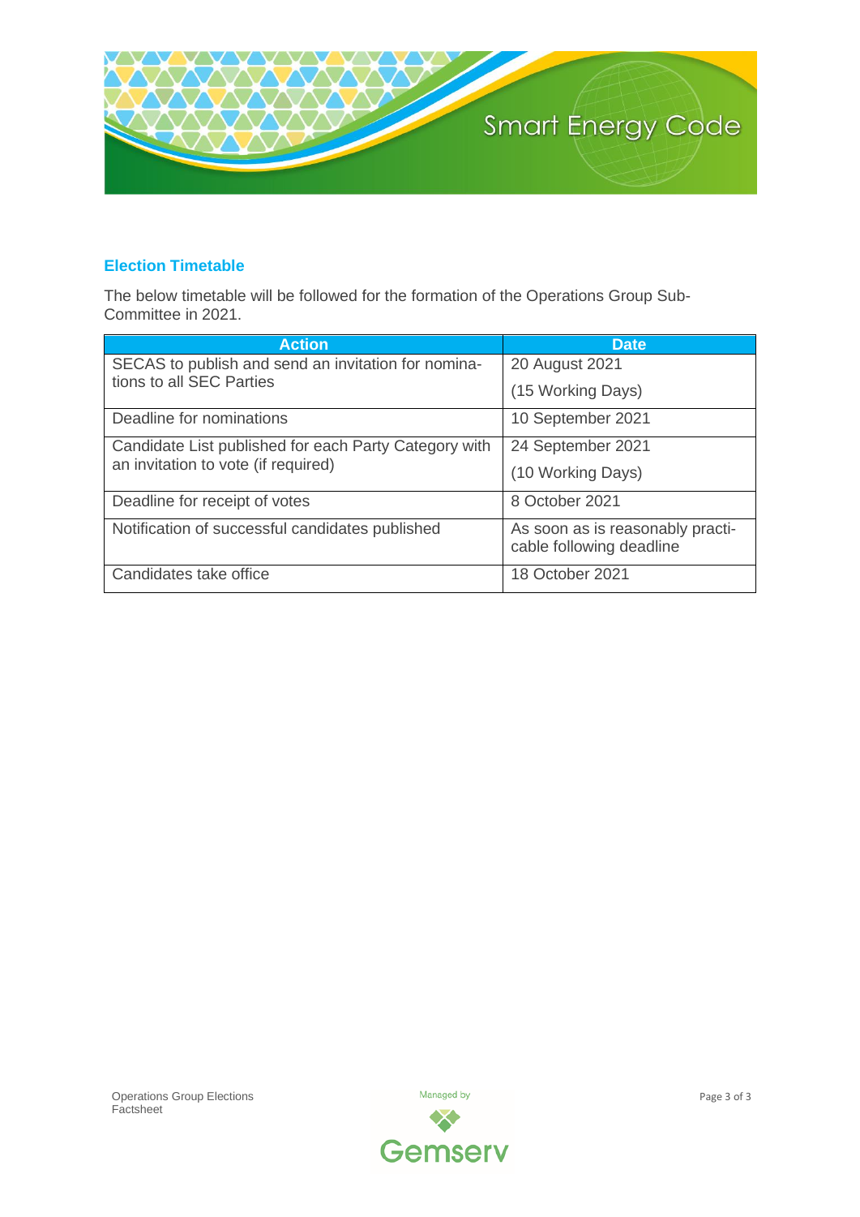## Election Timetable

The below timetable will be followed for the formation of the Operations Group Sub-Committee in 2021.

| Action | Date |
|---|---|
| SECAS to publish and send an invitation for nominations to all SEC Parties | 20 August 2021<br>(15 Working Days) |
| Deadline for nominations | 10 September 2021 |
| Candidate List published for each Party Category with an invitation to vote (if required) | 24 September 2021<br>(10 Working Days) |
| Deadline for receipt of votes | 8 October 2021 |
| Notification of successful candidates published | As soon as is reasonably practicable following deadline |
| Candidates take office | 18 October 2021 |